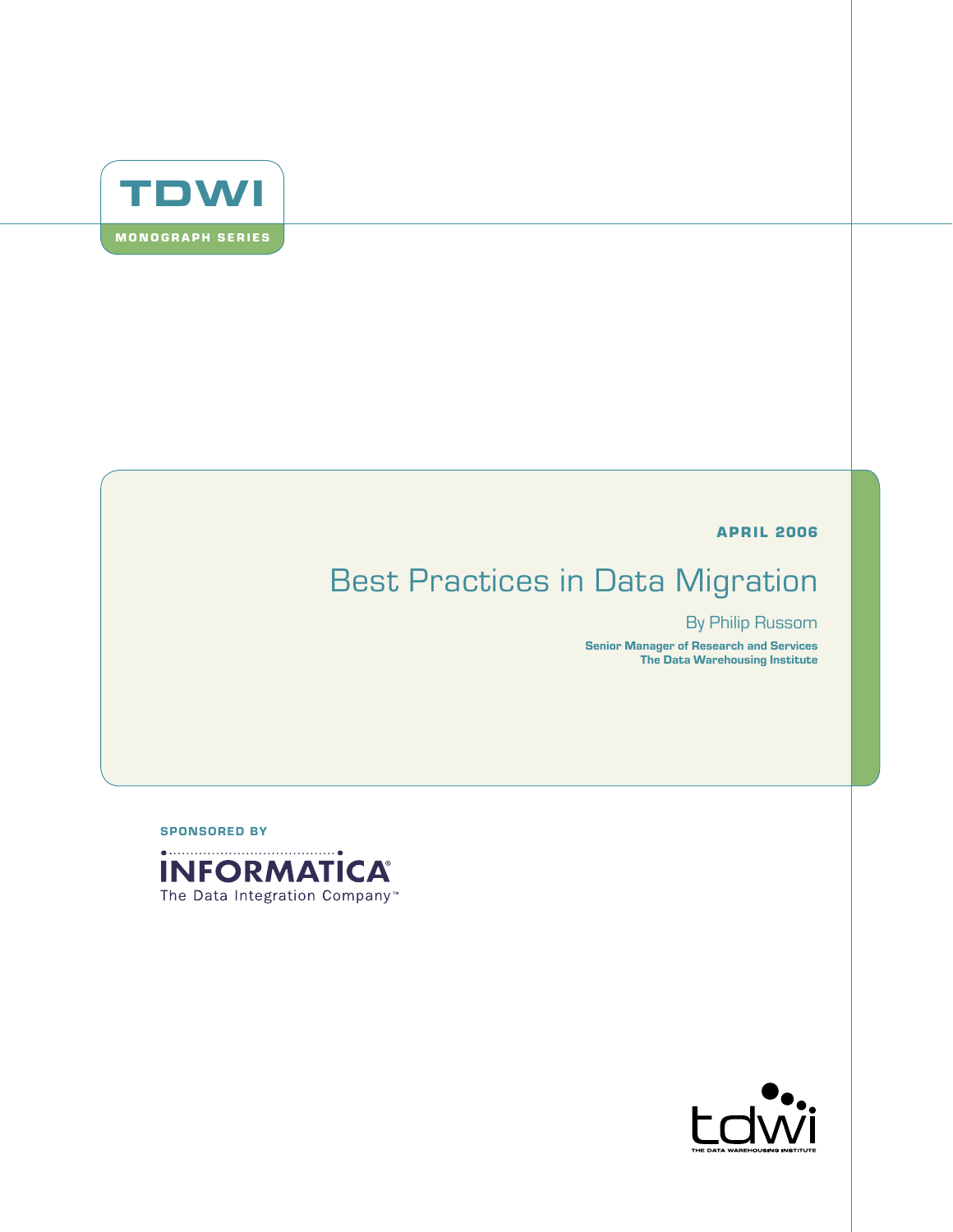TDWI

MONOGRAPH SERIES

**APRIL 2006**

# Best Practices in Data Migration

By Philip Russom

**Senior Manager of Research and Services**
**The Data Warehousing Institute**

**SPONSORED BY**

INFORMATICA®
The Data Integration Company™

tdwi
THE DATA WAREHOUSING INSTITUTE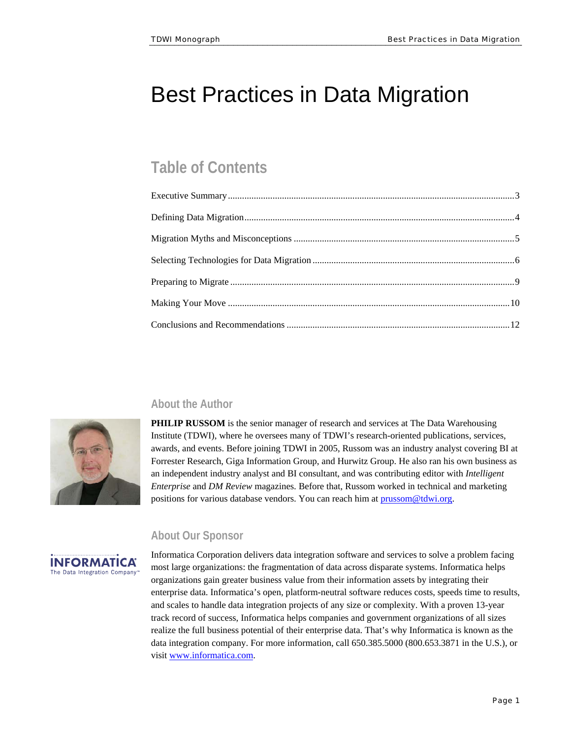# Best Practices in Data Migration

## Table of Contents

Executive Summary ........................................................................................................3

Defining Data Migration ..................................................................................................4

Migration Myths and Misconceptions ..............................................................................5

Selecting Technologies for Data Migration .....................................................................6

Preparing to Migrate .......................................................................................................9

Making Your Move ........................................................................................................10

Conclusions and Recommendations ..............................................................................12

## About the Author

**PHILIP RUSSOM** is the senior manager of research and services at The Data Warehousing Institute (TDWI), where he oversees many of TDWI's research-oriented publications, services, awards, and events. Before joining TDWI in 2005, Russom was an industry analyst covering BI at Forrester Research, Giga Information Group, and Hurwitz Group. He also ran his own business as an independent industry analyst and BI consultant, and was contributing editor with *Intelligent Enterprise* and *DM Review* magazines. Before that, Russom worked in technical and marketing positions for various database vendors. You can reach him at prussom@tdwi.org.

## About Our Sponsor

Informatica Corporation delivers data integration software and services to solve a problem facing most large organizations: the fragmentation of data across disparate systems. Informatica helps organizations gain greater business value from their information assets by integrating their enterprise data. Informatica's open, platform-neutral software reduces costs, speeds time to results, and scales to handle data integration projects of any size or complexity. With a proven 13-year track record of success, Informatica helps companies and government organizations of all sizes realize the full business potential of their enterprise data. That's why Informatica is known as the data integration company. For more information, call 650.385.5000 (800.653.3871 in the U.S.), or visit www.informatica.com.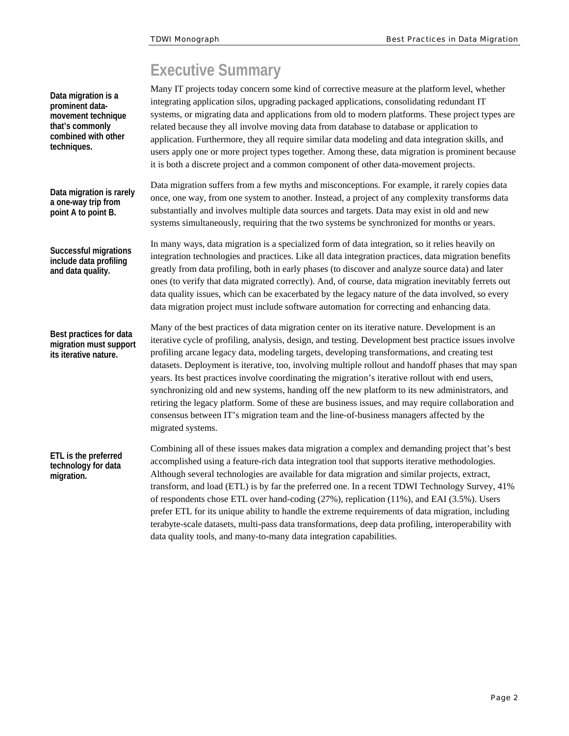# Executive Summary

**Data migration is a prominent data-movement technique that's commonly combined with other techniques.**

Many IT projects today concern some kind of corrective measure at the platform level, whether integrating application silos, upgrading packaged applications, consolidating redundant IT systems, or migrating data and applications from old to modern platforms. These project types are related because they all involve moving data from database to database or application to application. Furthermore, they all require similar data modeling and data integration skills, and users apply one or more project types together. Among these, data migration is prominent because it is both a discrete project and a common component of other data-movement projects.

**Data migration is rarely a one-way trip from point A to point B.**

Data migration suffers from a few myths and misconceptions. For example, it rarely copies data once, one way, from one system to another. Instead, a project of any complexity transforms data substantially and involves multiple data sources and targets. Data may exist in old and new systems simultaneously, requiring that the two systems be synchronized for months or years.

**Successful migrations include data profiling and data quality.**

In many ways, data migration is a specialized form of data integration, so it relies heavily on integration technologies and practices. Like all data integration practices, data migration benefits greatly from data profiling, both in early phases (to discover and analyze source data) and later ones (to verify that data migrated correctly). And, of course, data migration inevitably ferrets out data quality issues, which can be exacerbated by the legacy nature of the data involved, so every data migration project must include software automation for correcting and enhancing data.

**Best practices for data migration must support its iterative nature.**

Many of the best practices of data migration center on its iterative nature. Development is an iterative cycle of profiling, analysis, design, and testing. Development best practice issues involve profiling arcane legacy data, modeling targets, developing transformations, and creating test datasets. Deployment is iterative, too, involving multiple rollout and handoff phases that may span years. Its best practices involve coordinating the migration's iterative rollout with end users, synchronizing old and new systems, handing off the new platform to its new administrators, and retiring the legacy platform. Some of these are business issues, and may require collaboration and consensus between IT's migration team and the line-of-business managers affected by the migrated systems.

**ETL is the preferred technology for data migration.**

Combining all of these issues makes data migration a complex and demanding project that's best accomplished using a feature-rich data integration tool that supports iterative methodologies. Although several technologies are available for data migration and similar projects, extract, transform, and load (ETL) is by far the preferred one. In a recent TDWI Technology Survey, 41% of respondents chose ETL over hand-coding (27%), replication (11%), and EAI (3.5%). Users prefer ETL for its unique ability to handle the extreme requirements of data migration, including terabyte-scale datasets, multi-pass data transformations, deep data profiling, interoperability with data quality tools, and many-to-many data integration capabilities.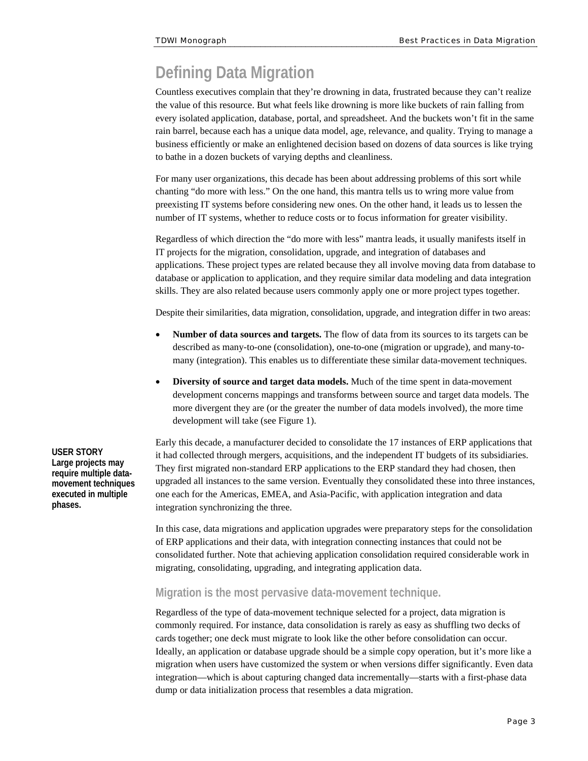# Defining Data Migration

Countless executives complain that they're drowning in data, frustrated because they can't realize the value of this resource. But what feels like drowning is more like buckets of rain falling from every isolated application, database, portal, and spreadsheet. And the buckets won't fit in the same rain barrel, because each has a unique data model, age, relevance, and quality. Trying to manage a business efficiently or make an enlightened decision based on dozens of data sources is like trying to bathe in a dozen buckets of varying depths and cleanliness.

For many user organizations, this decade has been about addressing problems of this sort while chanting "do more with less." On the one hand, this mantra tells us to wring more value from preexisting IT systems before considering new ones. On the other hand, it leads us to lessen the number of IT systems, whether to reduce costs or to focus information for greater visibility.

Regardless of which direction the "do more with less" mantra leads, it usually manifests itself in IT projects for the migration, consolidation, upgrade, and integration of databases and applications. These project types are related because they all involve moving data from database to database or application to application, and they require similar data modeling and data integration skills. They are also related because users commonly apply one or more project types together.

Despite their similarities, data migration, consolidation, upgrade, and integration differ in two areas:

- **Number of data sources and targets.** The flow of data from its sources to its targets can be described as many-to-one (consolidation), one-to-one (migration or upgrade), and many-to-many (integration). This enables us to differentiate these similar data-movement techniques.
- **Diversity of source and target data models.** Much of the time spent in data-movement development concerns mappings and transforms between source and target data models. The more divergent they are (or the greater the number of data models involved), the more time development will take (see Figure 1).

**USER STORY**
**Large projects may require multiple data-movement techniques executed in multiple phases.**

Early this decade, a manufacturer decided to consolidate the 17 instances of ERP applications that it had collected through mergers, acquisitions, and the independent IT budgets of its subsidiaries. They first migrated non-standard ERP applications to the ERP standard they had chosen, then upgraded all instances to the same version. Eventually they consolidated these into three instances, one each for the Americas, EMEA, and Asia-Pacific, with application integration and data integration synchronizing the three.

In this case, data migrations and application upgrades were preparatory steps for the consolidation of ERP applications and their data, with integration connecting instances that could not be consolidated further. Note that achieving application consolidation required considerable work in migrating, consolidating, upgrading, and integrating application data.

## Migration is the most pervasive data-movement technique.

Regardless of the type of data-movement technique selected for a project, data migration is commonly required. For instance, data consolidation is rarely as easy as shuffling two decks of cards together; one deck must migrate to look like the other before consolidation can occur. Ideally, an application or database upgrade should be a simple copy operation, but it's more like a migration when users have customized the system or when versions differ significantly. Even data integration—which is about capturing changed data incrementally—starts with a first-phase data dump or data initialization process that resembles a data migration.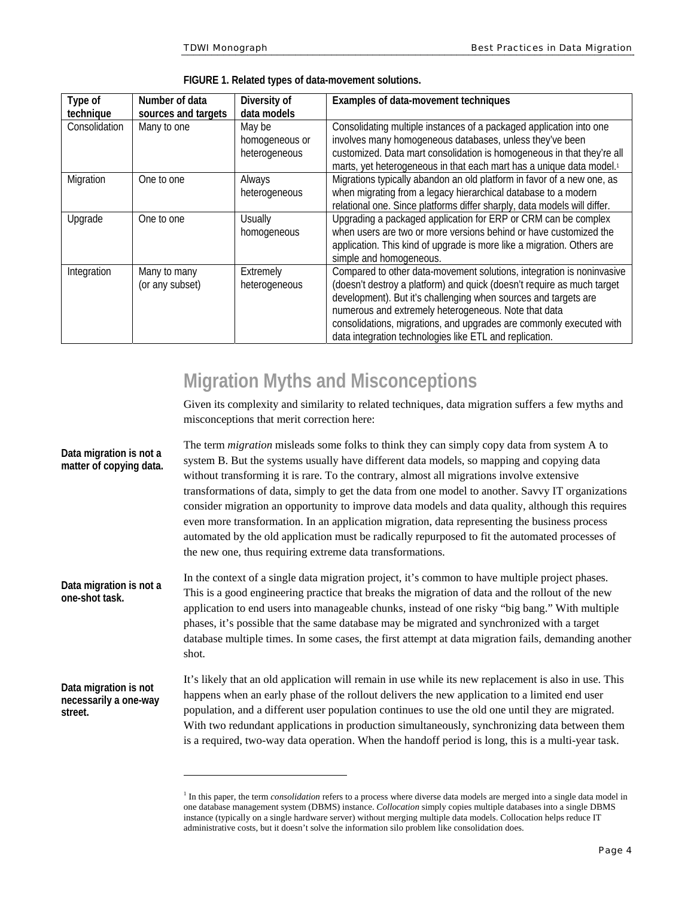**FIGURE 1. Related types of data-movement solutions.**

| Type of technique | Number of data sources and targets | Diversity of data models | Examples of data-movement techniques |
|---|---|---|---|
| Consolidation | Many to one | May be homogeneous or heterogeneous | Consolidating multiple instances of a packaged application into one involves many homogeneous databases, unless they've been customized. Data mart consolidation is homogeneous in that they're all marts, yet heterogeneous in that each mart has a unique data model.[1] |
| Migration | One to one | Always heterogeneous | Migrations typically abandon an old platform in favor of a new one, as when migrating from a legacy hierarchical database to a modern relational one. Since platforms differ sharply, data models will differ. |
| Upgrade | One to one | Usually homogeneous | Upgrading a packaged application for ERP or CRM can be complex when users are two or more versions behind or have customized the application. This kind of upgrade is more like a migration. Others are simple and homogeneous. |
| Integration | Many to many (or any subset) | Extremely heterogeneous | Compared to other data-movement solutions, integration is noninvasive (doesn't destroy a platform) and quick (doesn't require as much target development). But it's challenging when sources and targets are numerous and extremely heterogeneous. Note that data consolidations, migrations, and upgrades are commonly executed with data integration technologies like ETL and replication. |

## Migration Myths and Misconceptions

Given its complexity and similarity to related techniques, data migration suffers a few myths and misconceptions that merit correction here:

**Data migration is not a matter of copying data.**

The term *migration* misleads some folks to think they can simply copy data from system A to system B. But the systems usually have different data models, so mapping and copying data without transforming it is rare. To the contrary, almost all migrations involve extensive transformations of data, simply to get the data from one model to another. Savvy IT organizations consider migration an opportunity to improve data models and data quality, although this requires even more transformation. In an application migration, data representing the business process automated by the old application must be radically repurposed to fit the automated processes of the new one, thus requiring extreme data transformations.

**Data migration is not a one-shot task.**

In the context of a single data migration project, it's common to have multiple project phases. This is a good engineering practice that breaks the migration of data and the rollout of the new application to end users into manageable chunks, instead of one risky "big bang." With multiple phases, it's possible that the same database may be migrated and synchronized with a target database multiple times. In some cases, the first attempt at data migration fails, demanding another shot.

**Data migration is not necessarily a one-way street.**

It's likely that an old application will remain in use while its new replacement is also in use. This happens when an early phase of the rollout delivers the new application to a limited end user population, and a different user population continues to use the old one until they are migrated. With two redundant applications in production simultaneously, synchronizing data between them is a required, two-way data operation. When the handoff period is long, this is a multi-year task.

---

[1] In this paper, the term *consolidation* refers to a process where diverse data models are merged into a single data model in one database management system (DBMS) instance. *Collocation* simply copies multiple databases into a single DBMS instance (typically on a single hardware server) without merging multiple data models. Collocation helps reduce IT administrative costs, but it doesn't solve the information silo problem like consolidation does.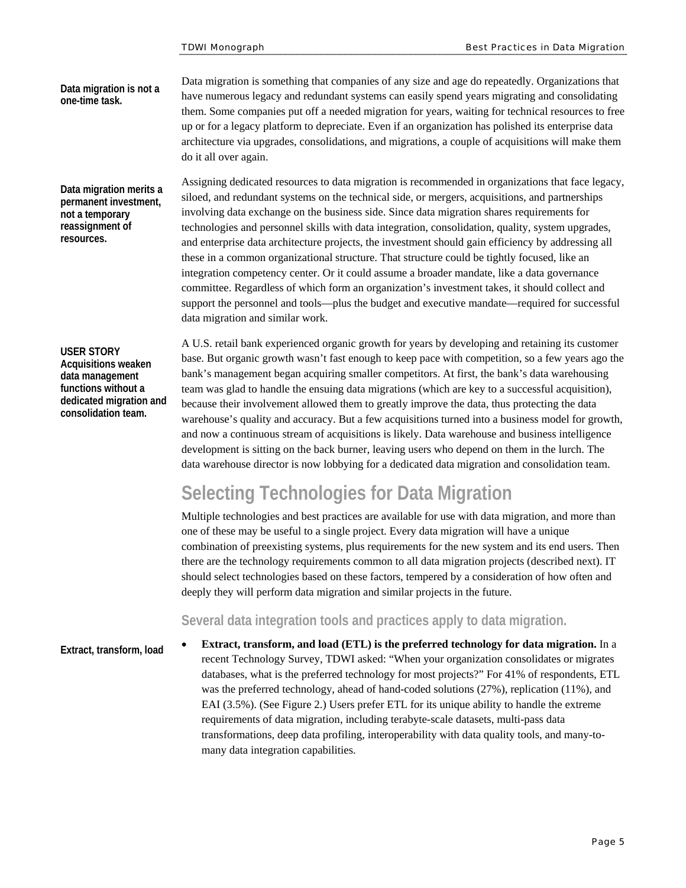**Data migration is not a one-time task.**

Data migration is something that companies of any size and age do repeatedly. Organizations that have numerous legacy and redundant systems can easily spend years migrating and consolidating them. Some companies put off a needed migration for years, waiting for technical resources to free up or for a legacy platform to depreciate. Even if an organization has polished its enterprise data architecture via upgrades, consolidations, and migrations, a couple of acquisitions will make them do it all over again.

**Data migration merits a permanent investment, not a temporary reassignment of resources.**

Assigning dedicated resources to data migration is recommended in organizations that face legacy, siloed, and redundant systems on the technical side, or mergers, acquisitions, and partnerships involving data exchange on the business side. Since data migration shares requirements for technologies and personnel skills with data integration, consolidation, quality, system upgrades, and enterprise data architecture projects, the investment should gain efficiency by addressing all these in a common organizational structure. That structure could be tightly focused, like an integration competency center. Or it could assume a broader mandate, like a data governance committee. Regardless of which form an organization's investment takes, it should collect and support the personnel and tools—plus the budget and executive mandate—required for successful data migration and similar work.

**USER STORY**
**Acquisitions weaken data management functions without a dedicated migration and consolidation team.**

A U.S. retail bank experienced organic growth for years by developing and retaining its customer base. But organic growth wasn't fast enough to keep pace with competition, so a few years ago the bank's management began acquiring smaller competitors. At first, the bank's data warehousing team was glad to handle the ensuing data migrations (which are key to a successful acquisition), because their involvement allowed them to greatly improve the data, thus protecting the data warehouse's quality and accuracy. But a few acquisitions turned into a business model for growth, and now a continuous stream of acquisitions is likely. Data warehouse and business intelligence development is sitting on the back burner, leaving users who depend on them in the lurch. The data warehouse director is now lobbying for a dedicated data migration and consolidation team.

## Selecting Technologies for Data Migration

Multiple technologies and best practices are available for use with data migration, and more than one of these may be useful to a single project. Every data migration will have a unique combination of preexisting systems, plus requirements for the new system and its end users. Then there are the technology requirements common to all data migration projects (described next). IT should select technologies based on these factors, tempered by a consideration of how often and deeply they will perform data migration and similar projects in the future.

### Several data integration tools and practices apply to data migration.

**Extract, transform, load**

- **Extract, transform, and load (ETL) is the preferred technology for data migration.** In a recent Technology Survey, TDWI asked: "When your organization consolidates or migrates databases, what is the preferred technology for most projects?" For 41% of respondents, ETL was the preferred technology, ahead of hand-coded solutions (27%), replication (11%), and EAI (3.5%). (See Figure 2.) Users prefer ETL for its unique ability to handle the extreme requirements of data migration, including terabyte-scale datasets, multi-pass data transformations, deep data profiling, interoperability with data quality tools, and many-to-many data integration capabilities.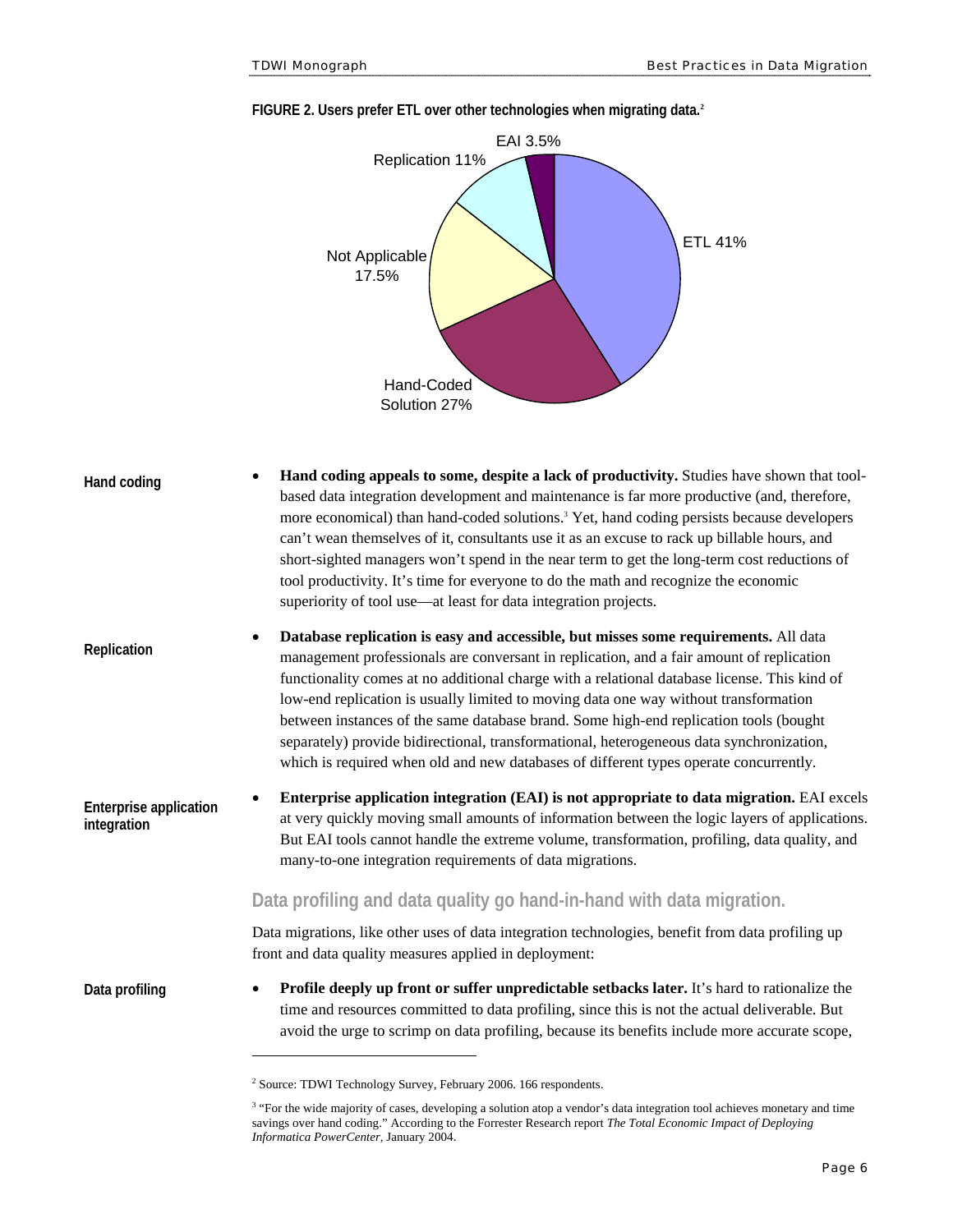**FIGURE 2. Users prefer ETL over other technologies when migrating data.**[2]

ETL 41%
Hand-Coded Solution 27%
Not Applicable 17.5%
Replication 11%
EAI 3.5%

**Hand coding**

- **Hand coding appeals to some, despite a lack of productivity.** Studies have shown that tool-based data integration development and maintenance is far more productive (and, therefore, more economical) than hand-coded solutions.[3] Yet, hand coding persists because developers can't wean themselves of it, consultants use it as an excuse to rack up billable hours, and short-sighted managers won't spend in the near term to get the long-term cost reductions of tool productivity. It's time for everyone to do the math and recognize the economic superiority of tool use—at least for data integration projects.

**Replication**

- **Database replication is easy and accessible, but misses some requirements.** All data management professionals are conversant in replication, and a fair amount of replication functionality comes at no additional charge with a relational database license. This kind of low-end replication is usually limited to moving data one way without transformation between instances of the same database brand. Some high-end replication tools (bought separately) provide bidirectional, transformational, heterogeneous data synchronization, which is required when old and new databases of different types operate concurrently.

**Enterprise application integration**

- **Enterprise application integration (EAI) is not appropriate to data migration.** EAI excels at very quickly moving small amounts of information between the logic layers of applications. But EAI tools cannot handle the extreme volume, transformation, profiling, data quality, and many-to-one integration requirements of data migrations.

## Data profiling and data quality go hand-in-hand with data migration.

Data migrations, like other uses of data integration technologies, benefit from data profiling up front and data quality measures applied in deployment:

**Data profiling**

- **Profile deeply up front or suffer unpredictable setbacks later.** It's hard to rationalize the time and resources committed to data profiling, since this is not the actual deliverable. But avoid the urge to scrimp on data profiling, because its benefits include more accurate scope,

---

[2] Source: TDWI Technology Survey, February 2006. 166 respondents.

[3] "For the wide majority of cases, developing a solution atop a vendor's data integration tool achieves monetary and time savings over hand coding." According to the Forrester Research report *The Total Economic Impact of Deploying Informatica PowerCenter*, January 2004.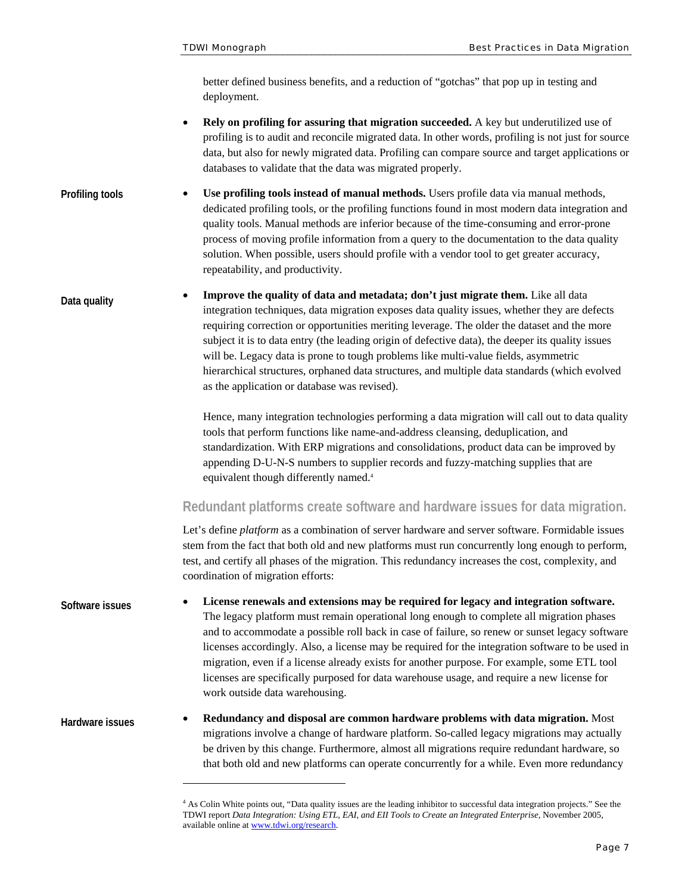better defined business benefits, and a reduction of "gotchas" that pop up in testing and deployment.

- **Rely on profiling for assuring that migration succeeded.** A key but underutilized use of profiling is to audit and reconcile migrated data. In other words, profiling is not just for source data, but also for newly migrated data. Profiling can compare source and target applications or databases to validate that the data was migrated properly.

**Profiling tools**

- **Use profiling tools instead of manual methods.** Users profile data via manual methods, dedicated profiling tools, or the profiling functions found in most modern data integration and quality tools. Manual methods are inferior because of the time-consuming and error-prone process of moving profile information from a query to the documentation to the data quality solution. When possible, users should profile with a vendor tool to get greater accuracy, repeatability, and productivity.

**Data quality**

- **Improve the quality of data and metadata; don't just migrate them.** Like all data integration techniques, data migration exposes data quality issues, whether they are defects requiring correction or opportunities meriting leverage. The older the dataset and the more subject it is to data entry (the leading origin of defective data), the deeper its quality issues will be. Legacy data is prone to tough problems like multi-value fields, asymmetric hierarchical structures, orphaned data structures, and multiple data standards (which evolved as the application or database was revised).

  Hence, many integration technologies performing a data migration will call out to data quality tools that perform functions like name-and-address cleansing, deduplication, and standardization. With ERP migrations and consolidations, product data can be improved by appending D-U-N-S numbers to supplier records and fuzzy-matching supplies that are equivalent though differently named.[4]

## Redundant platforms create software and hardware issues for data migration.

Let's define *platform* as a combination of server hardware and server software. Formidable issues stem from the fact that both old and new platforms must run concurrently long enough to perform, test, and certify all phases of the migration. This redundancy increases the cost, complexity, and coordination of migration efforts:

**Software issues**

- **License renewals and extensions may be required for legacy and integration software.** The legacy platform must remain operational long enough to complete all migration phases and to accommodate a possible roll back in case of failure, so renew or sunset legacy software licenses accordingly. Also, a license may be required for the integration software to be used in migration, even if a license already exists for another purpose. For example, some ETL tool licenses are specifically purposed for data warehouse usage, and require a new license for work outside data warehousing.

**Hardware issues**

- **Redundancy and disposal are common hardware problems with data migration.** Most migrations involve a change of hardware platform. So-called legacy migrations may actually be driven by this change. Furthermore, almost all migrations require redundant hardware, so that both old and new platforms can operate concurrently for a while. Even more redundancy

---

[4] As Colin White points out, "Data quality issues are the leading inhibitor to successful data integration projects." See the TDWI report *Data Integration: Using ETL, EAI, and EII Tools to Create an Integrated Enterprise*, November 2005, available online at www.tdwi.org/research.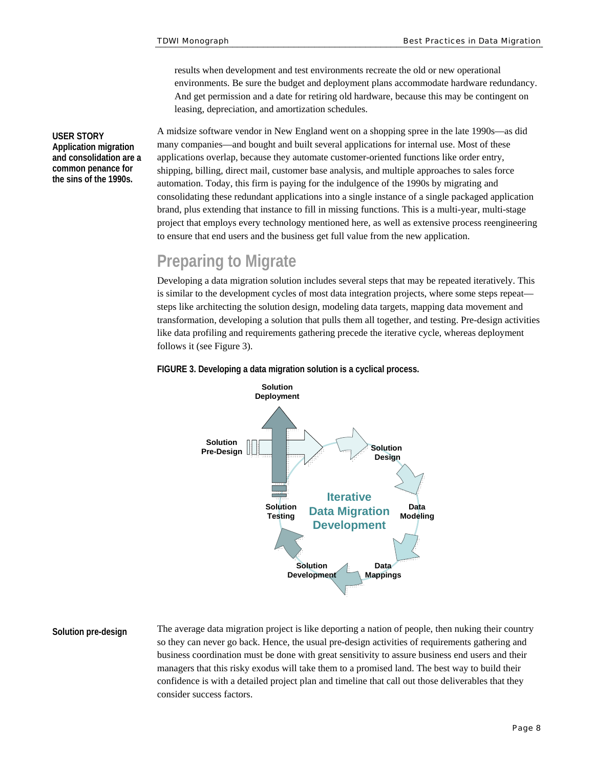results when development and test environments recreate the old or new operational environments. Be sure the budget and deployment plans accommodate hardware redundancy. And get permission and a date for retiring old hardware, because this may be contingent on leasing, depreciation, and amortization schedules.

**USER STORY**
**Application migration and consolidation are a common penance for the sins of the 1990s.**

A midsize software vendor in New England went on a shopping spree in the late 1990s—as did many companies—and bought and built several applications for internal use. Most of these applications overlap, because they automate customer-oriented functions like order entry, shipping, billing, direct mail, customer base analysis, and multiple approaches to sales force automation. Today, this firm is paying for the indulgence of the 1990s by migrating and consolidating these redundant applications into a single instance of a single packaged application brand, plus extending that instance to fill in missing functions. This is a multi-year, multi-stage project that employs every technology mentioned here, as well as extensive process reengineering to ensure that end users and the business get full value from the new application.

## Preparing to Migrate

Developing a data migration solution includes several steps that may be repeated iteratively. This is similar to the development cycles of most data integration projects, where some steps repeat—steps like architecting the solution design, modeling data targets, mapping data movement and transformation, developing a solution that pulls them all together, and testing. Pre-design activities like data profiling and requirements gathering precede the iterative cycle, whereas deployment follows it (see Figure 3).

**FIGURE 3. Developing a data migration solution is a cyclical process.**

Solution Deployment
Solution Pre-Design
Solution Design
Data Modeling
Data Mappings
Solution Development
Solution Testing
Iterative Data Migration Development

**Solution pre-design**

The average data migration project is like deporting a nation of people, then nuking their country so they can never go back. Hence, the usual pre-design activities of requirements gathering and business coordination must be done with great sensitivity to assure business end users and their managers that this risky exodus will take them to a promised land. The best way to build their confidence is with a detailed project plan and timeline that call out those deliverables that they consider success factors.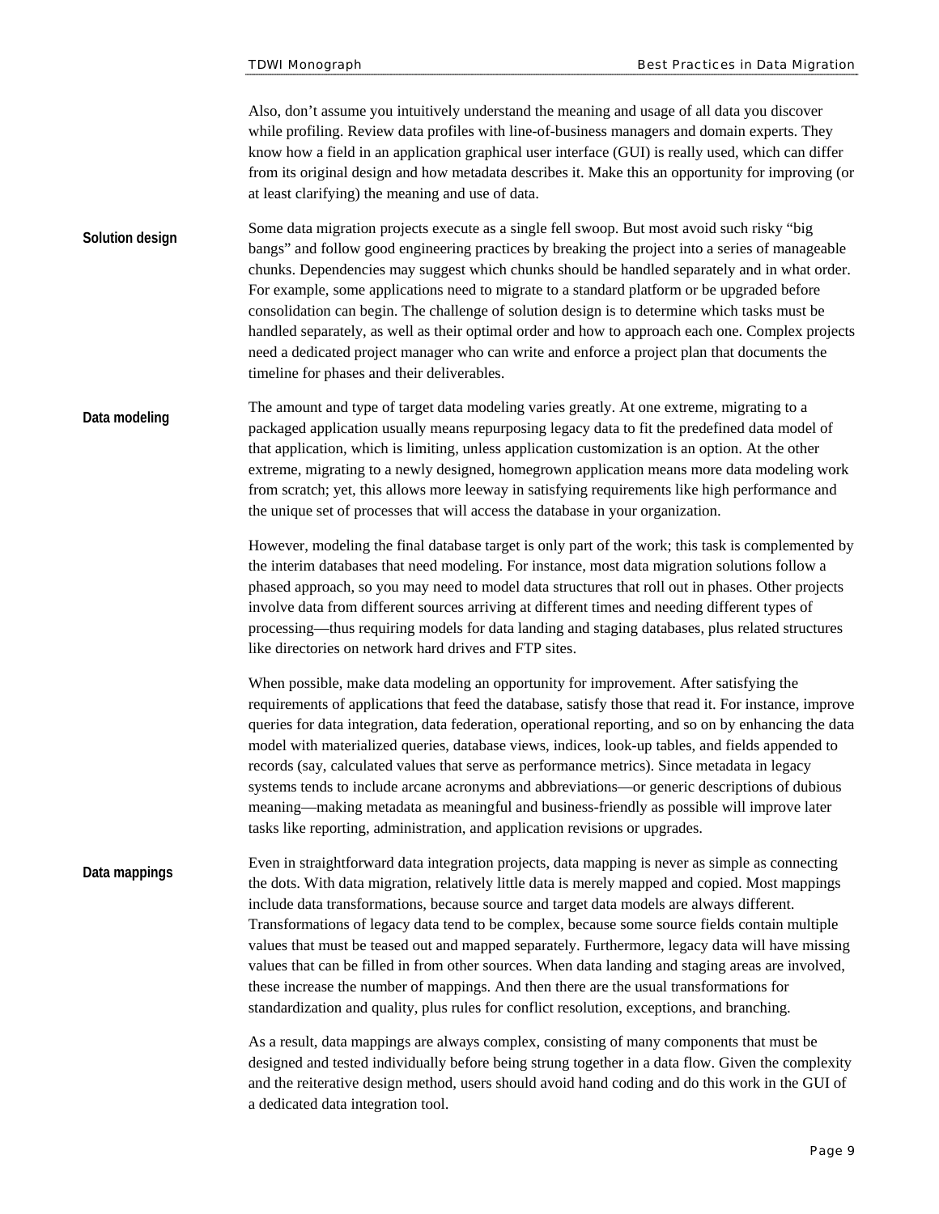Also, don't assume you intuitively understand the meaning and usage of all data you discover while profiling. Review data profiles with line-of-business managers and domain experts. They know how a field in an application graphical user interface (GUI) is really used, which can differ from its original design and how metadata describes it. Make this an opportunity for improving (or at least clarifying) the meaning and use of data.

**Solution design**

Some data migration projects execute as a single fell swoop. But most avoid such risky "big bangs" and follow good engineering practices by breaking the project into a series of manageable chunks. Dependencies may suggest which chunks should be handled separately and in what order. For example, some applications need to migrate to a standard platform or be upgraded before consolidation can begin. The challenge of solution design is to determine which tasks must be handled separately, as well as their optimal order and how to approach each one. Complex projects need a dedicated project manager who can write and enforce a project plan that documents the timeline for phases and their deliverables.

**Data modeling**

The amount and type of target data modeling varies greatly. At one extreme, migrating to a packaged application usually means repurposing legacy data to fit the predefined data model of that application, which is limiting, unless application customization is an option. At the other extreme, migrating to a newly designed, homegrown application means more data modeling work from scratch; yet, this allows more leeway in satisfying requirements like high performance and the unique set of processes that will access the database in your organization.

However, modeling the final database target is only part of the work; this task is complemented by the interim databases that need modeling. For instance, most data migration solutions follow a phased approach, so you may need to model data structures that roll out in phases. Other projects involve data from different sources arriving at different times and needing different types of processing—thus requiring models for data landing and staging databases, plus related structures like directories on network hard drives and FTP sites.

When possible, make data modeling an opportunity for improvement. After satisfying the requirements of applications that feed the database, satisfy those that read it. For instance, improve queries for data integration, data federation, operational reporting, and so on by enhancing the data model with materialized queries, database views, indices, look-up tables, and fields appended to records (say, calculated values that serve as performance metrics). Since metadata in legacy systems tends to include arcane acronyms and abbreviations—or generic descriptions of dubious meaning—making metadata as meaningful and business-friendly as possible will improve later tasks like reporting, administration, and application revisions or upgrades.

**Data mappings**

Even in straightforward data integration projects, data mapping is never as simple as connecting the dots. With data migration, relatively little data is merely mapped and copied. Most mappings include data transformations, because source and target data models are always different. Transformations of legacy data tend to be complex, because some source fields contain multiple values that must be teased out and mapped separately. Furthermore, legacy data will have missing values that can be filled in from other sources. When data landing and staging areas are involved, these increase the number of mappings. And then there are the usual transformations for standardization and quality, plus rules for conflict resolution, exceptions, and branching.

As a result, data mappings are always complex, consisting of many components that must be designed and tested individually before being strung together in a data flow. Given the complexity and the reiterative design method, users should avoid hand coding and do this work in the GUI of a dedicated data integration tool.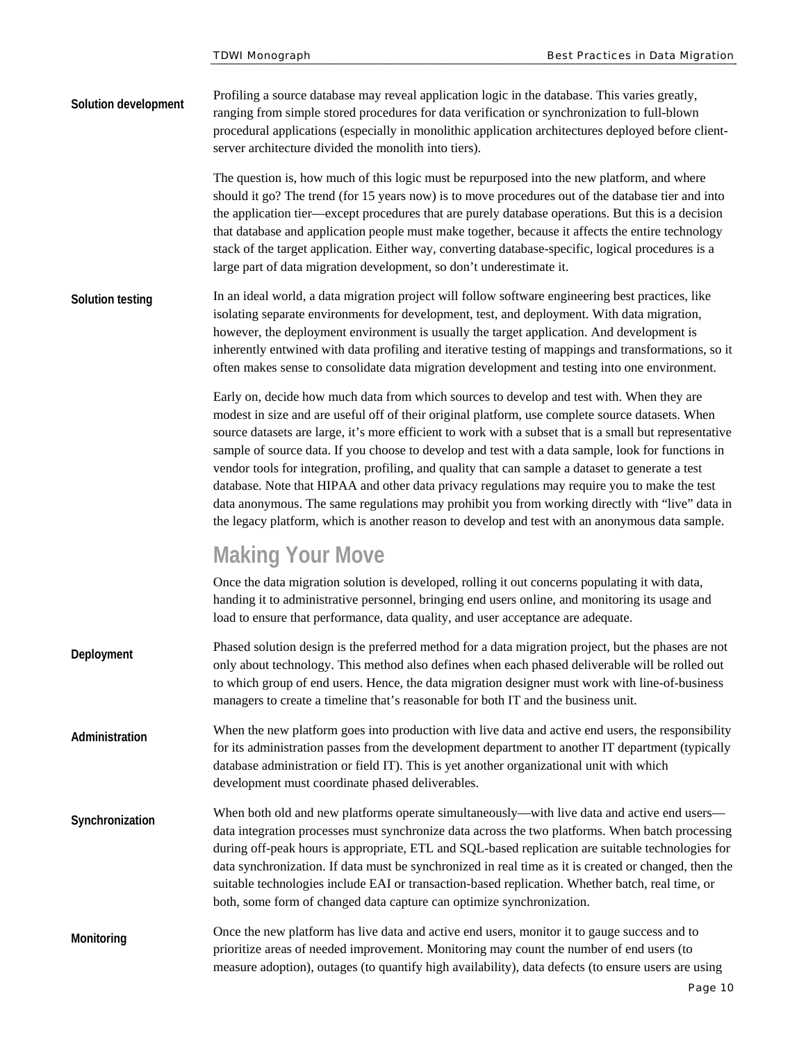**Solution development**

Profiling a source database may reveal application logic in the database. This varies greatly, ranging from simple stored procedures for data verification or synchronization to full-blown procedural applications (especially in monolithic application architectures deployed before client-server architecture divided the monolith into tiers).

The question is, how much of this logic must be repurposed into the new platform, and where should it go? The trend (for 15 years now) is to move procedures out of the database tier and into the application tier—except procedures that are purely database operations. But this is a decision that database and application people must make together, because it affects the entire technology stack of the target application. Either way, converting database-specific, logical procedures is a large part of data migration development, so don't underestimate it.

**Solution testing**

In an ideal world, a data migration project will follow software engineering best practices, like isolating separate environments for development, test, and deployment. With data migration, however, the deployment environment is usually the target application. And development is inherently entwined with data profiling and iterative testing of mappings and transformations, so it often makes sense to consolidate data migration development and testing into one environment.

Early on, decide how much data from which sources to develop and test with. When they are modest in size and are useful off of their original platform, use complete source datasets. When source datasets are large, it's more efficient to work with a subset that is a small but representative sample of source data. If you choose to develop and test with a data sample, look for functions in vendor tools for integration, profiling, and quality that can sample a dataset to generate a test database. Note that HIPAA and other data privacy regulations may require you to make the test data anonymous. The same regulations may prohibit you from working directly with "live" data in the legacy platform, which is another reason to develop and test with an anonymous data sample.

## Making Your Move

Once the data migration solution is developed, rolling it out concerns populating it with data, handing it to administrative personnel, bringing end users online, and monitoring its usage and load to ensure that performance, data quality, and user acceptance are adequate.

**Deployment**

Phased solution design is the preferred method for a data migration project, but the phases are not only about technology. This method also defines when each phased deliverable will be rolled out to which group of end users. Hence, the data migration designer must work with line-of-business managers to create a timeline that's reasonable for both IT and the business unit.

**Administration**

When the new platform goes into production with live data and active end users, the responsibility for its administration passes from the development department to another IT department (typically database administration or field IT). This is yet another organizational unit with which development must coordinate phased deliverables.

**Synchronization**

When both old and new platforms operate simultaneously—with live data and active end users—data integration processes must synchronize data across the two platforms. When batch processing during off-peak hours is appropriate, ETL and SQL-based replication are suitable technologies for data synchronization. If data must be synchronized in real time as it is created or changed, then the suitable technologies include EAI or transaction-based replication. Whether batch, real time, or both, some form of changed data capture can optimize synchronization.

**Monitoring**

Once the new platform has live data and active end users, monitor it to gauge success and to prioritize areas of needed improvement. Monitoring may count the number of end users (to measure adoption), outages (to quantify high availability), data defects (to ensure users are using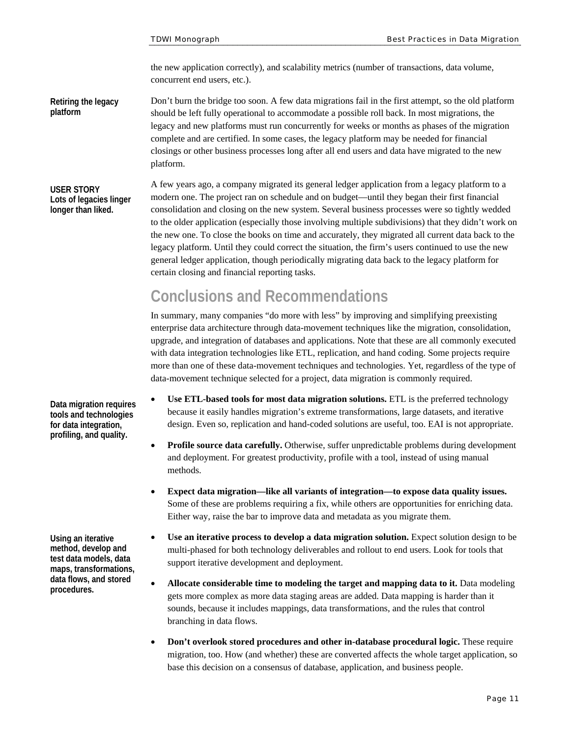the new application correctly), and scalability metrics (number of transactions, data volume, concurrent end users, etc.).

**Retiring the legacy platform**

Don't burn the bridge too soon. A few data migrations fail in the first attempt, so the old platform should be left fully operational to accommodate a possible roll back. In most migrations, the legacy and new platforms must run concurrently for weeks or months as phases of the migration complete and are certified. In some cases, the legacy platform may be needed for financial closings or other business processes long after all end users and data have migrated to the new platform.

**USER STORY**
**Lots of legacies linger longer than liked.**

A few years ago, a company migrated its general ledger application from a legacy platform to a modern one. The project ran on schedule and on budget—until they began their first financial consolidation and closing on the new system. Several business processes were so tightly wedded to the older application (especially those involving multiple subdivisions) that they didn't work on the new one. To close the books on time and accurately, they migrated all current data back to the legacy platform. Until they could correct the situation, the firm's users continued to use the new general ledger application, though periodically migrating data back to the legacy platform for certain closing and financial reporting tasks.

## Conclusions and Recommendations

In summary, many companies "do more with less" by improving and simplifying preexisting enterprise data architecture through data-movement techniques like the migration, consolidation, upgrade, and integration of databases and applications. Note that these are all commonly executed with data integration technologies like ETL, replication, and hand coding. Some projects require more than one of these data-movement techniques and technologies. Yet, regardless of the type of data-movement technique selected for a project, data migration is commonly required.

**Data migration requires tools and technologies for data integration, profiling, and quality.**

- **Use ETL-based tools for most data migration solutions.** ETL is the preferred technology because it easily handles migration's extreme transformations, large datasets, and iterative design. Even so, replication and hand-coded solutions are useful, too. EAI is not appropriate.
- **Profile source data carefully.** Otherwise, suffer unpredictable problems during development and deployment. For greatest productivity, profile with a tool, instead of using manual methods.
- **Expect data migration—like all variants of integration—to expose data quality issues.** Some of these are problems requiring a fix, while others are opportunities for enriching data. Either way, raise the bar to improve data and metadata as you migrate them.

**Using an iterative method, develop and test data models, data maps, transformations, data flows, and stored procedures.**

- **Use an iterative process to develop a data migration solution.** Expect solution design to be multi-phased for both technology deliverables and rollout to end users. Look for tools that support iterative development and deployment.
- **Allocate considerable time to modeling the target and mapping data to it.** Data modeling gets more complex as more data staging areas are added. Data mapping is harder than it sounds, because it includes mappings, data transformations, and the rules that control branching in data flows.
- **Don't overlook stored procedures and other in-database procedural logic.** These require migration, too. How (and whether) these are converted affects the whole target application, so base this decision on a consensus of database, application, and business people.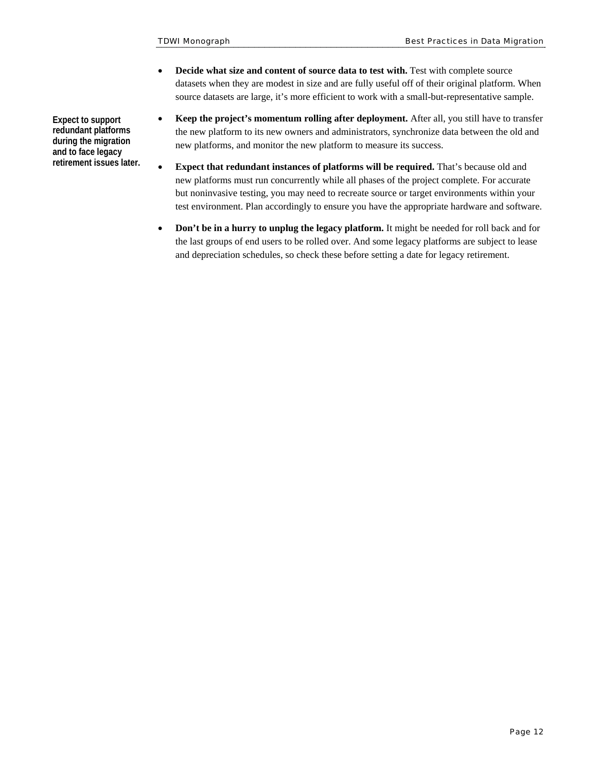- **Decide what size and content of source data to test with.** Test with complete source datasets when they are modest in size and are fully useful off of their original platform. When source datasets are large, it's more efficient to work with a small-but-representative sample.

**Expect to support redundant platforms during the migration and to face legacy retirement issues later.**

- **Keep the project's momentum rolling after deployment.** After all, you still have to transfer the new platform to its new owners and administrators, synchronize data between the old and new platforms, and monitor the new platform to measure its success.
- **Expect that redundant instances of platforms will be required.** That's because old and new platforms must run concurrently while all phases of the project complete. For accurate but noninvasive testing, you may need to recreate source or target environments within your test environment. Plan accordingly to ensure you have the appropriate hardware and software.
- **Don't be in a hurry to unplug the legacy platform.** It might be needed for roll back and for the last groups of end users to be rolled over. And some legacy platforms are subject to lease and depreciation schedules, so check these before setting a date for legacy retirement.